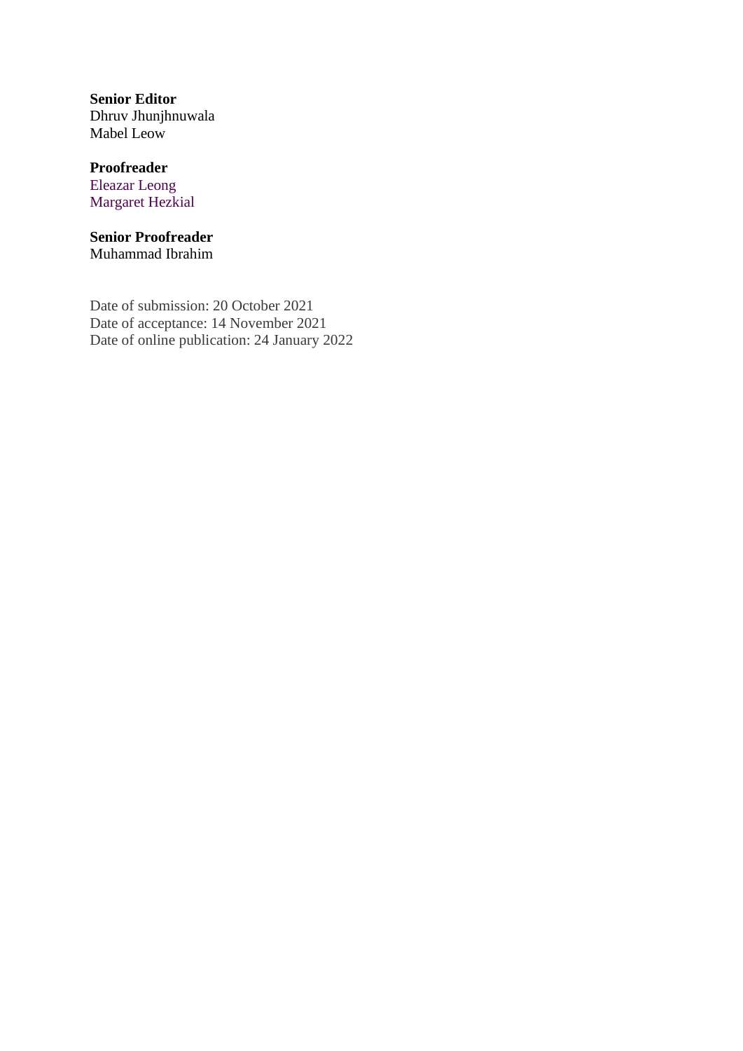**Senior Editor**
Dhruv Jhunjhnuwala
Mabel Leow

**Proofreader**
Eleazar Leong
Margaret Hezkial

**Senior Proofreader**
Muhammad Ibrahim

Date of submission: 20 October 2021
Date of acceptance: 14 November 2021
Date of online publication: 24 January 2022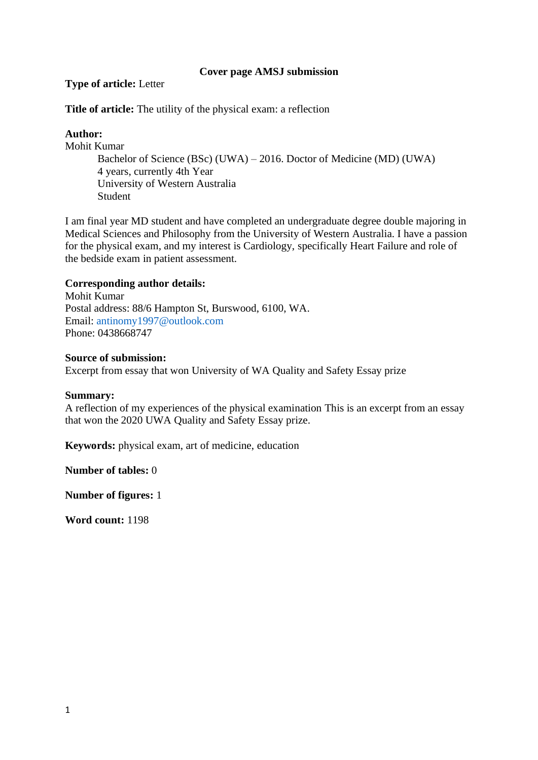**Cover page AMSJ submission**

**Type of article:** Letter

**Title of article:** The utility of the physical exam: a reflection

**Author:**

Mohit Kumar

Bachelor of Science (BSc) (UWA) – 2016. Doctor of Medicine (MD) (UWA)
4 years, currently 4th Year
University of Western Australia
Student

I am final year MD student and have completed an undergraduate degree double majoring in Medical Sciences and Philosophy from the University of Western Australia. I have a passion for the physical exam, and my interest is Cardiology, specifically Heart Failure and role of the bedside exam in patient assessment.

**Corresponding author details:**

Mohit Kumar
Postal address: 88/6 Hampton St, Burswood, 6100, WA.
Email: antinomy1997@outlook.com
Phone: 0438668747

**Source of submission:**

Excerpt from essay that won University of WA Quality and Safety Essay prize

**Summary:**

A reflection of my experiences of the physical examination This is an excerpt from an essay that won the 2020 UWA Quality and Safety Essay prize.

**Keywords:** physical exam, art of medicine, education

**Number of tables:** 0

**Number of figures:** 1

**Word count:** 1198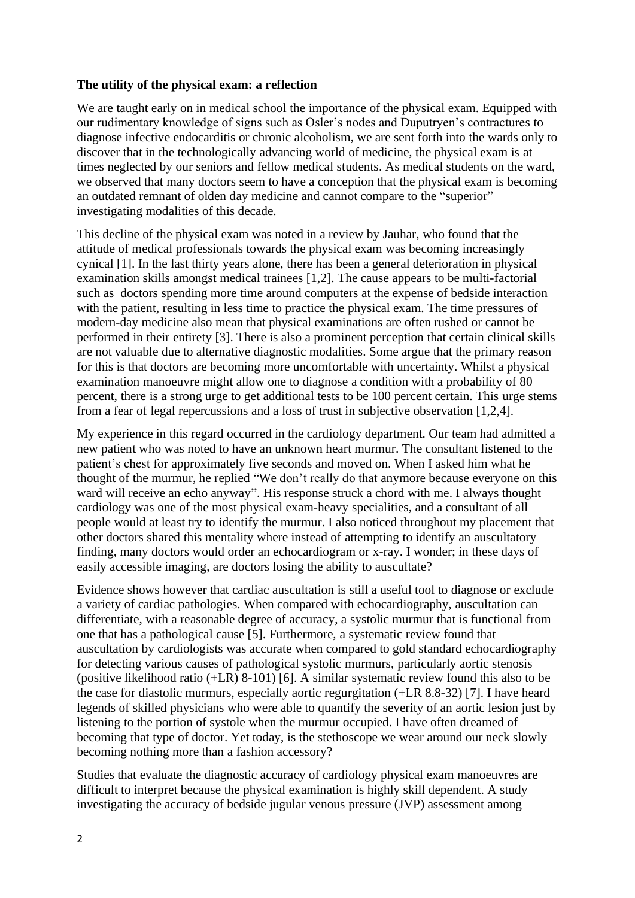**The utility of the physical exam: a reflection**

We are taught early on in medical school the importance of the physical exam. Equipped with our rudimentary knowledge of signs such as Osler's nodes and Dupuytren's contractures to diagnose infective endocarditis or chronic alcoholism, we are sent forth into the wards only to discover that in the technologically advancing world of medicine, the physical exam is at times neglected by our seniors and fellow medical students. As medical students on the ward, we observed that many doctors seem to have a conception that the physical exam is becoming an outdated remnant of olden day medicine and cannot compare to the "superior" investigating modalities of this decade.

This decline of the physical exam was noted in a review by Jauhar, who found that the attitude of medical professionals towards the physical exam was becoming increasingly cynical [1]. In the last thirty years alone, there has been a general deterioration in physical examination skills amongst medical trainees [1,2]. The cause appears to be multi-factorial such as doctors spending more time around computers at the expense of bedside interaction with the patient, resulting in less time to practice the physical exam. The time pressures of modern-day medicine also mean that physical examinations are often rushed or cannot be performed in their entirety [3]. There is also a prominent perception that certain clinical skills are not valuable due to alternative diagnostic modalities. Some argue that the primary reason for this is that doctors are becoming more uncomfortable with uncertainty. Whilst a physical examination manoeuvre might allow one to diagnose a condition with a probability of 80 percent, there is a strong urge to get additional tests to be 100 percent certain. This urge stems from a fear of legal repercussions and a loss of trust in subjective observation [1,2,4].

My experience in this regard occurred in the cardiology department. Our team had admitted a new patient who was noted to have an unknown heart murmur. The consultant listened to the patient's chest for approximately five seconds and moved on. When I asked him what he thought of the murmur, he replied "We don't really do that anymore because everyone on this ward will receive an echo anyway". His response struck a chord with me. I always thought cardiology was one of the most physical exam-heavy specialities, and a consultant of all people would at least try to identify the murmur. I also noticed throughout my placement that other doctors shared this mentality where instead of attempting to identify an auscultatory finding, many doctors would order an echocardiogram or x-ray. I wonder; in these days of easily accessible imaging, are doctors losing the ability to auscultate?

Evidence shows however that cardiac auscultation is still a useful tool to diagnose or exclude a variety of cardiac pathologies. When compared with echocardiography, auscultation can differentiate, with a reasonable degree of accuracy, a systolic murmur that is functional from one that has a pathological cause [5]. Furthermore, a systematic review found that auscultation by cardiologists was accurate when compared to gold standard echocardiography for detecting various causes of pathological systolic murmurs, particularly aortic stenosis (positive likelihood ratio (+LR) 8-101) [6]. A similar systematic review found this also to be the case for diastolic murmurs, especially aortic regurgitation (+LR 8.8-32) [7]. I have heard legends of skilled physicians who were able to quantify the severity of an aortic lesion just by listening to the portion of systole when the murmur occupied. I have often dreamed of becoming that type of doctor. Yet today, is the stethoscope we wear around our neck slowly becoming nothing more than a fashion accessory?

Studies that evaluate the diagnostic accuracy of cardiology physical exam manoeuvres are difficult to interpret because the physical examination is highly skill dependent. A study investigating the accuracy of bedside jugular venous pressure (JVP) assessment among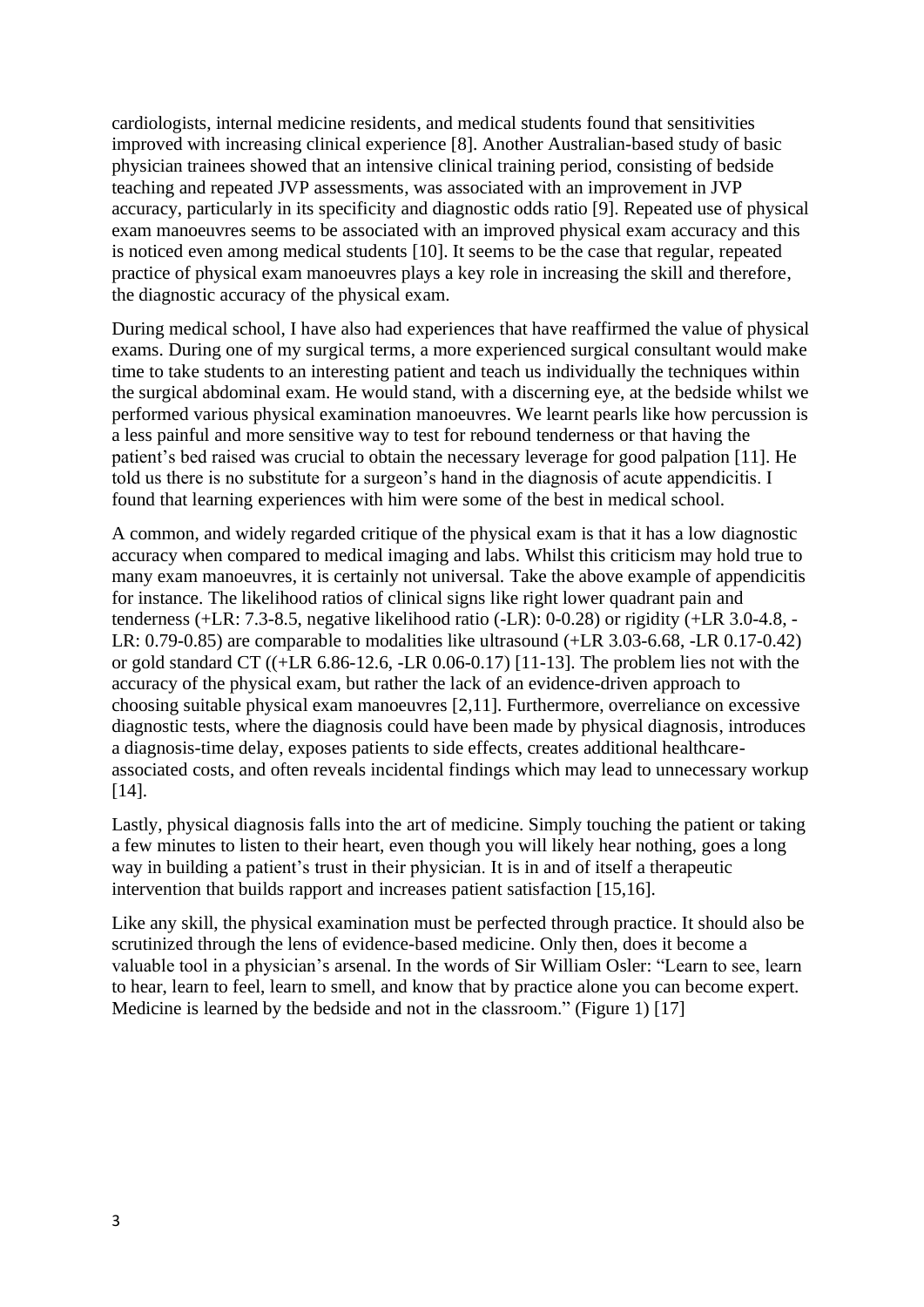cardiologists, internal medicine residents, and medical students found that sensitivities improved with increasing clinical experience [8]. Another Australian-based study of basic physician trainees showed that an intensive clinical training period, consisting of bedside teaching and repeated JVP assessments, was associated with an improvement in JVP accuracy, particularly in its specificity and diagnostic odds ratio [9]. Repeated use of physical exam manoeuvres seems to be associated with an improved physical exam accuracy and this is noticed even among medical students [10]. It seems to be the case that regular, repeated practice of physical exam manoeuvres plays a key role in increasing the skill and therefore, the diagnostic accuracy of the physical exam.

During medical school, I have also had experiences that have reaffirmed the value of physical exams. During one of my surgical terms, a more experienced surgical consultant would make time to take students to an interesting patient and teach us individually the techniques within the surgical abdominal exam. He would stand, with a discerning eye, at the bedside whilst we performed various physical examination manoeuvres. We learnt pearls like how percussion is a less painful and more sensitive way to test for rebound tenderness or that having the patient's bed raised was crucial to obtain the necessary leverage for good palpation [11]. He told us there is no substitute for a surgeon's hand in the diagnosis of acute appendicitis. I found that learning experiences with him were some of the best in medical school.

A common, and widely regarded critique of the physical exam is that it has a low diagnostic accuracy when compared to medical imaging and labs. Whilst this criticism may hold true to many exam manoeuvres, it is certainly not universal. Take the above example of appendicitis for instance. The likelihood ratios of clinical signs like right lower quadrant pain and tenderness (+LR: 7.3-8.5, negative likelihood ratio (-LR): 0-0.28) or rigidity (+LR 3.0-4.8, -LR: 0.79-0.85) are comparable to modalities like ultrasound (+LR 3.03-6.68, -LR 0.17-0.42) or gold standard CT ((+LR 6.86-12.6, -LR 0.06-0.17) [11-13]. The problem lies not with the accuracy of the physical exam, but rather the lack of an evidence-driven approach to choosing suitable physical exam manoeuvres [2,11]. Furthermore, overreliance on excessive diagnostic tests, where the diagnosis could have been made by physical diagnosis, introduces a diagnosis-time delay, exposes patients to side effects, creates additional healthcare-associated costs, and often reveals incidental findings which may lead to unnecessary workup [14].

Lastly, physical diagnosis falls into the art of medicine. Simply touching the patient or taking a few minutes to listen to their heart, even though you will likely hear nothing, goes a long way in building a patient's trust in their physician. It is in and of itself a therapeutic intervention that builds rapport and increases patient satisfaction [15,16].

Like any skill, the physical examination must be perfected through practice. It should also be scrutinized through the lens of evidence-based medicine. Only then, does it become a valuable tool in a physician's arsenal. In the words of Sir William Osler: "Learn to see, learn to hear, learn to feel, learn to smell, and know that by practice alone you can become expert. Medicine is learned by the bedside and not in the classroom." (Figure 1) [17]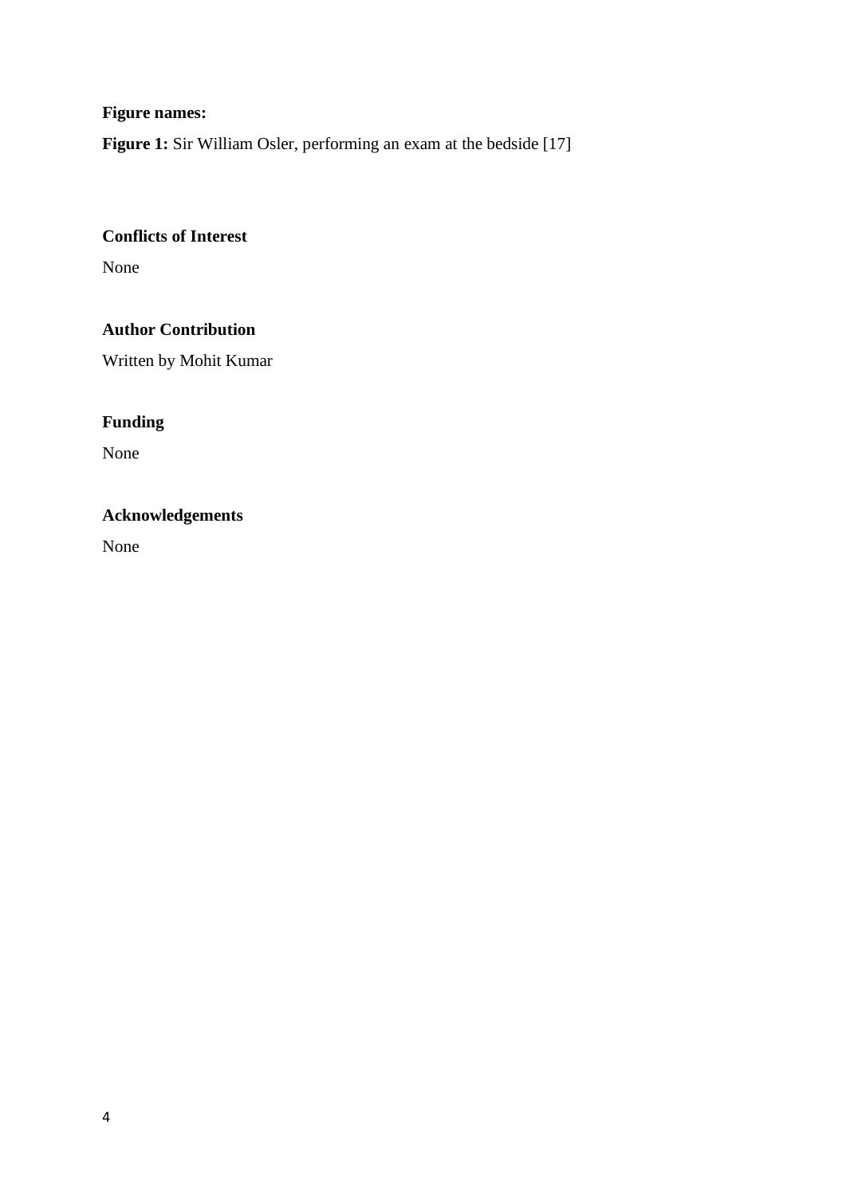**Figure names:**

**Figure 1:** Sir William Osler, performing an exam at the bedside [17]

**Conflicts of Interest**

None

**Author Contribution**

Written by Mohit Kumar

**Funding**

None

**Acknowledgements**

None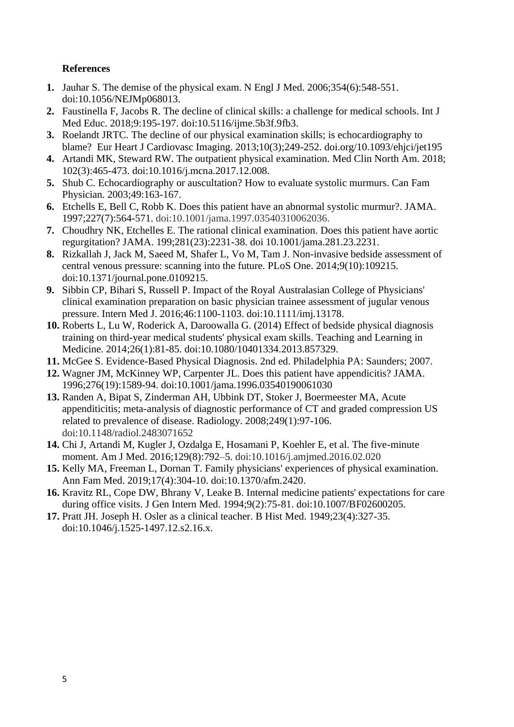**References**

1. Jauhar S. The demise of the physical exam. N Engl J Med. 2006;354(6):548-551. doi:10.1056/NEJMp068013.
2. Faustinella F, Jacobs R. The decline of clinical skills: a challenge for medical schools. Int J Med Educ. 2018;9:195-197. doi:10.5116/ijme.5b3f.9fb3.
3. Roelandt JRTC. The decline of our physical examination skills; is echocardiography to blame? Eur Heart J Cardiovasc Imaging. 2013;10(3);249-252. doi.org/10.1093/ehjci/jet195
4. Artandi MK, Steward RW. The outpatient physical examination. Med Clin North Am. 2018; 102(3):465-473. doi:10.1016/j.mcna.2017.12.008.
5. Shub C. Echocardiography or auscultation? How to evaluate systolic murmurs. Can Fam Physician. 2003;49:163-167.
6. Etchells E, Bell C, Robb K. Does this patient have an abnormal systolic murmur?. JAMA. 1997;227(7):564-571. doi:10.1001/jama.1997.03540310062036.
7. Choudhry NK, Etchelles E. The rational clinical examination. Does this patient have aortic regurgitation? JAMA. 199;281(23):2231-38. doi 10.1001/jama.281.23.2231.
8. Rizkallah J, Jack M, Saeed M, Shafer L, Vo M, Tam J. Non-invasive bedside assessment of central venous pressure: scanning into the future. PLoS One. 2014;9(10):109215. doi:10.1371/journal.pone.0109215.
9. Sibbin CP, Bihari S, Russell P. Impact of the Royal Australasian College of Physicians' clinical examination preparation on basic physician trainee assessment of jugular venous pressure. Intern Med J. 2016;46:1100-1103. doi:10.1111/imj.13178.
10. Roberts L, Lu W, Roderick A, Daroowalla G. (2014) Effect of bedside physical diagnosis training on third-year medical students' physical exam skills. Teaching and Learning in Medicine. 2014;26(1):81-85. doi:10.1080/10401334.2013.857329.
11. McGee S. Evidence-Based Physical Diagnosis. 2nd ed. Philadelphia PA: Saunders; 2007.
12. Wagner JM, McKinney WP, Carpenter JL. Does this patient have appendicitis? JAMA. 1996;276(19):1589-94. doi:10.1001/jama.1996.03540190061030
13. Randen A, Bipat S, Zinderman AH, Ubbink DT, Stoker J, Boermeester MA, Acute appendiciticis; meta-analysis of diagnostic performance of CT and graded compression US related to prevalence of disease. Radiology. 2008;249(1):97-106. doi:10.1148/radiol.2483071652
14. Chi J, Artandi M, Kugler J, Ozdalga E, Hosamani P, Koehler E, et al. The five-minute moment. Am J Med. 2016;129(8):792–5. doi:10.1016/j.amjmed.2016.02.020
15. Kelly MA, Freeman L, Dornan T. Family physicians' experiences of physical examination. Ann Fam Med. 2019;17(4):304-10. doi:10.1370/afm.2420.
16. Kravitz RL, Cope DW, Bhrany V, Leake B. Internal medicine patients' expectations for care during office visits. J Gen Intern Med. 1994;9(2):75-81. doi:10.1007/BF02600205.
17. Pratt JH. Joseph H. Osler as a clinical teacher. B Hist Med. 1949;23(4):327-35. doi:10.1046/j.1525-1497.12.s2.16.x.